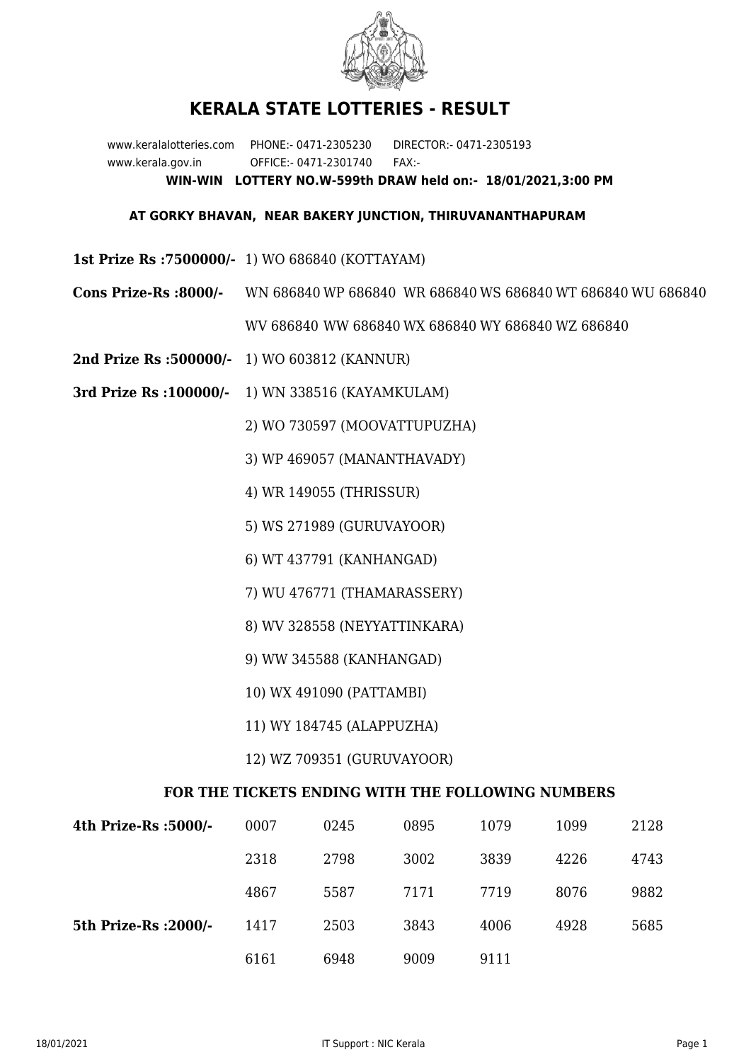# KERALA STATE LOTTERIES - RESULT

www.keralalotteries.com PHONE:- 0471-2305230 DIRECTOR:- 0471-2305193
www.kerala.gov.in OFFICE:- 0471-2301740 FAX:-

**WIN-WIN LOTTERY NO.W-599th DRAW held on:- 18/01/2021,3:00 PM**

**AT GORKY BHAVAN, NEAR BAKERY JUNCTION, THIRUVANANTHAPURAM**

**1st Prize Rs :7500000/-** 1) WO 686840 (KOTTAYAM)

**Cons Prize-Rs :8000/-** WN 686840 WP 686840 WR 686840 WS 686840 WT 686840 WU 686840 WV 686840 WW 686840 WX 686840 WY 686840 WZ 686840

**2nd Prize Rs :500000/-** 1) WO 603812 (KANNUR)

**3rd Prize Rs :100000/-**
1) WN 338516 (KAYAMKULAM)
2) WO 730597 (MOOVATTUPUZHA)
3) WP 469057 (MANANTHAVADY)
4) WR 149055 (THRISSUR)
5) WS 271989 (GURUVAYOOR)
6) WT 437791 (KANHANGAD)
7) WU 476771 (THAMARASSERY)
8) WV 328558 (NEYYATTINKARA)
9) WW 345588 (KANHANGAD)
10) WX 491090 (PATTAMBI)
11) WY 184745 (ALAPPUZHA)
12) WZ 709351 (GURUVAYOOR)

**FOR THE TICKETS ENDING WITH THE FOLLOWING NUMBERS**

| | | | | | | |
|---|---|---|---|---|---|---|
| **4th Prize-Rs :5000/-** | 0007 | 0245 | 0895 | 1079 | 1099 | 2128 |
| | 2318 | 2798 | 3002 | 3839 | 4226 | 4743 |
| | 4867 | 5587 | 7171 | 7719 | 8076 | 9882 |
| **5th Prize-Rs :2000/-** | 1417 | 2503 | 3843 | 4006 | 4928 | 5685 |
| | 6161 | 6948 | 9009 | 9111 | | |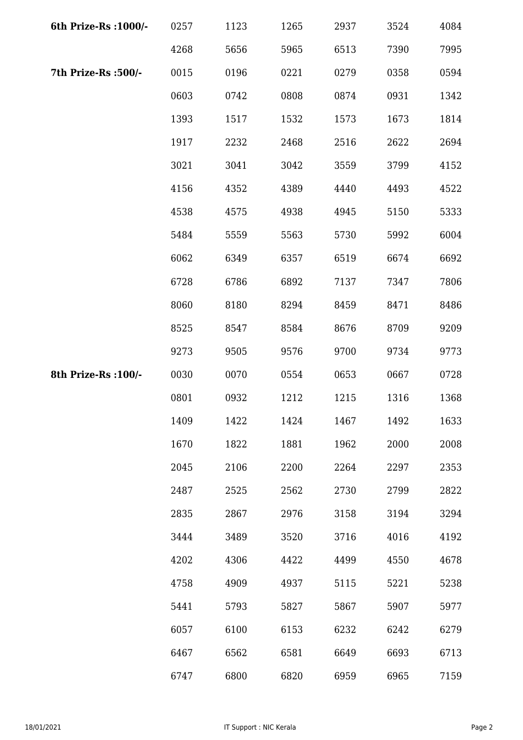| | | | | | | |
|---|---|---|---|---|---|---|
| **6th Prize-Rs :1000/-** | 0257 | 1123 | 1265 | 2937 | 3524 | 4084 |
| | 4268 | 5656 | 5965 | 6513 | 7390 | 7995 |
| **7th Prize-Rs :500/-** | 0015 | 0196 | 0221 | 0279 | 0358 | 0594 |
| | 0603 | 0742 | 0808 | 0874 | 0931 | 1342 |
| | 1393 | 1517 | 1532 | 1573 | 1673 | 1814 |
| | 1917 | 2232 | 2468 | 2516 | 2622 | 2694 |
| | 3021 | 3041 | 3042 | 3559 | 3799 | 4152 |
| | 4156 | 4352 | 4389 | 4440 | 4493 | 4522 |
| | 4538 | 4575 | 4938 | 4945 | 5150 | 5333 |
| | 5484 | 5559 | 5563 | 5730 | 5992 | 6004 |
| | 6062 | 6349 | 6357 | 6519 | 6674 | 6692 |
| | 6728 | 6786 | 6892 | 7137 | 7347 | 7806 |
| | 8060 | 8180 | 8294 | 8459 | 8471 | 8486 |
| | 8525 | 8547 | 8584 | 8676 | 8709 | 9209 |
| | 9273 | 9505 | 9576 | 9700 | 9734 | 9773 |
| **8th Prize-Rs :100/-** | 0030 | 0070 | 0554 | 0653 | 0667 | 0728 |
| | 0801 | 0932 | 1212 | 1215 | 1316 | 1368 |
| | 1409 | 1422 | 1424 | 1467 | 1492 | 1633 |
| | 1670 | 1822 | 1881 | 1962 | 2000 | 2008 |
| | 2045 | 2106 | 2200 | 2264 | 2297 | 2353 |
| | 2487 | 2525 | 2562 | 2730 | 2799 | 2822 |
| | 2835 | 2867 | 2976 | 3158 | 3194 | 3294 |
| | 3444 | 3489 | 3520 | 3716 | 4016 | 4192 |
| | 4202 | 4306 | 4422 | 4499 | 4550 | 4678 |
| | 4758 | 4909 | 4937 | 5115 | 5221 | 5238 |
| | 5441 | 5793 | 5827 | 5867 | 5907 | 5977 |
| | 6057 | 6100 | 6153 | 6232 | 6242 | 6279 |
| | 6467 | 6562 | 6581 | 6649 | 6693 | 6713 |
| | 6747 | 6800 | 6820 | 6959 | 6965 | 7159 |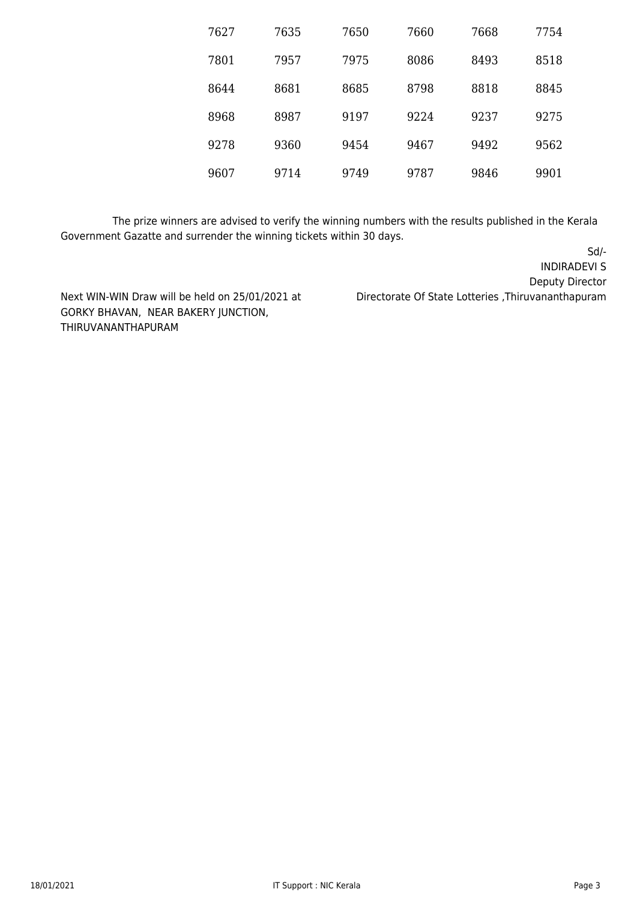| | | | | | |
|---|---|---|---|---|---|
| 7627 | 7635 | 7650 | 7660 | 7668 | 7754 |
| 7801 | 7957 | 7975 | 8086 | 8493 | 8518 |
| 8644 | 8681 | 8685 | 8798 | 8818 | 8845 |
| 8968 | 8987 | 9197 | 9224 | 9237 | 9275 |
| 9278 | 9360 | 9454 | 9467 | 9492 | 9562 |
| 9607 | 9714 | 9749 | 9787 | 9846 | 9901 |

The prize winners are advised to verify the winning numbers with the results published in the Kerala Government Gazatte and surrender the winning tickets within 30 days.

Sd/-
INDIRADEVI S
Deputy Director
Directorate Of State Lotteries ,Thiruvananthapuram

Next WIN-WIN Draw will be held on 25/01/2021 at GORKY BHAVAN, NEAR BAKERY JUNCTION, THIRUVANANTHAPURAM